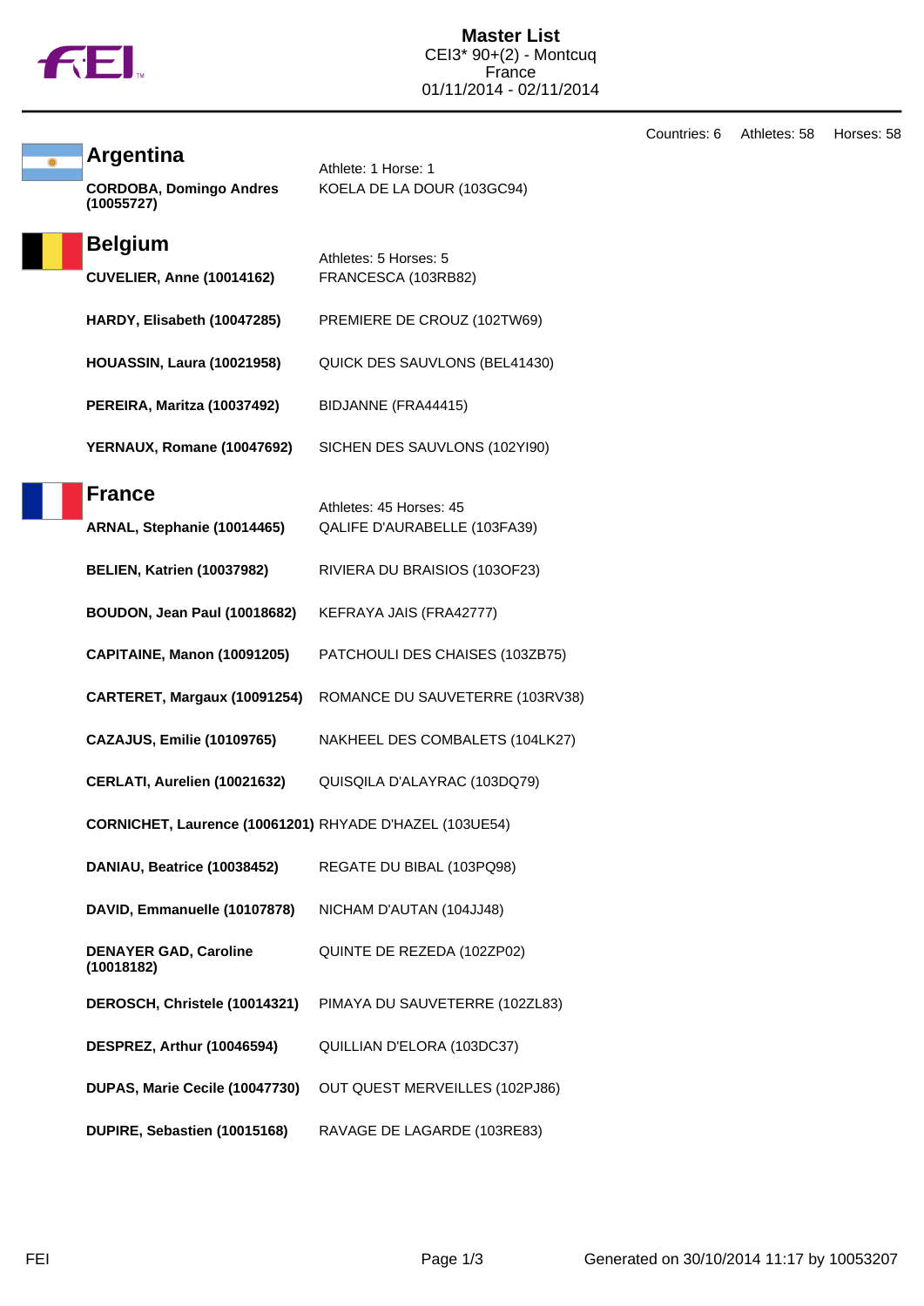# Master List

CEI3* 90+(2) - Montcuq
France
01/11/2014 - 02/11/2014

Countries: 6 Athletes: 58 Horses: 58

## Argentina

Athlete: 1 Horse: 1

| | |
|---|---|
| **CORDOBA, Domingo Andres (10055727)** | KOELA DE LA DOUR (103GC94) |

## Belgium

Athletes: 5 Horses: 5

| | |
|---|---|
| **CUVELIER, Anne (10014162)** | FRANCESCA (103RB82) |
| **HARDY, Elisabeth (10047285)** | PREMIERE DE CROUZ (102TW69) |
| **HOUASSIN, Laura (10021958)** | QUICK DES SAUVLONS (BEL41430) |
| **PEREIRA, Maritza (10037492)** | BIDJANNE (FRA44415) |
| **YERNAUX, Romane (10047692)** | SICHEN DES SAUVLONS (102YI90) |

## France

Athletes: 45 Horses: 45

| | |
|---|---|
| **ARNAL, Stephanie (10014465)** | QALIFE D'AURABELLE (103FA39) |
| **BELIEN, Katrien (10037982)** | RIVIERA DU BRAISIOS (103OF23) |
| **BOUDON, Jean Paul (10018682)** | KEFRAYA JAIS (FRA42777) |
| **CAPITAINE, Manon (10091205)** | PATCHOULI DES CHAISES (103ZB75) |
| **CARTERET, Margaux (10091254)** | ROMANCE DU SAUVETERRE (103RV38) |
| **CAZAJUS, Emilie (10109765)** | NAKHEEL DES COMBALETS (104LK27) |
| **CERLATI, Aurelien (10021632)** | QUISQILA D'ALAYRAC (103DQ79) |
| **CORNICHET, Laurence (10061201)** | RHYADE D'HAZEL (103UE54) |
| **DANIAU, Beatrice (10038452)** | REGATE DU BIBAL (103PQ98) |
| **DAVID, Emmanuelle (10107878)** | NICHAM D'AUTAN (104JJ48) |
| **DENAYER GAD, Caroline (10018182)** | QUINTE DE REZEDA (102ZP02) |
| **DEROSCH, Christele (10014321)** | PIMAYA DU SAUVETERRE (102ZL83) |
| **DESPREZ, Arthur (10046594)** | QUILLIAN D'ELORA (103DC37) |
| **DUPAS, Marie Cecile (10047730)** | OUT QUEST MERVEILLES (102PJ86) |
| **DUPIRE, Sebastien (10015168)** | RAVAGE DE LAGARDE (103RE83) |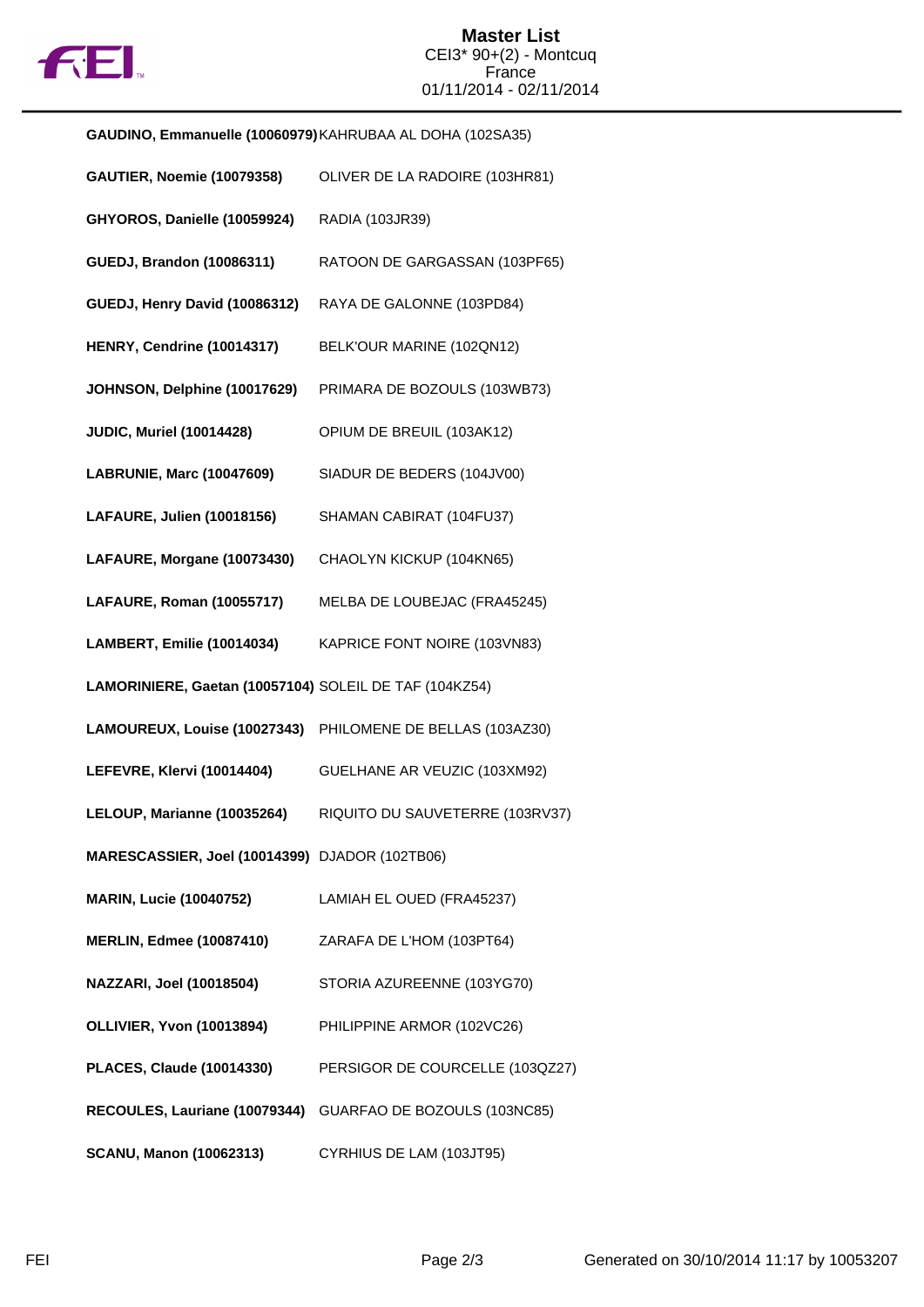# Master List

CEI3* 90+(2) - Montcuq
France
01/11/2014 - 02/11/2014

| | |
|---|---|
| **GAUDINO, Emmanuelle (10060979)** | KAHRUBAA AL DOHA (102SA35) |
| **GAUTIER, Noemie (10079358)** | OLIVER DE LA RADOIRE (103HR81) |
| **GHYOROS, Danielle (10059924)** | RADIA (103JR39) |
| **GUEDJ, Brandon (10086311)** | RATOON DE GARGASSAN (103PF65) |
| **GUEDJ, Henry David (10086312)** | RAYA DE GALONNE (103PD84) |
| **HENRY, Cendrine (10014317)** | BELK'OUR MARINE (102QN12) |
| **JOHNSON, Delphine (10017629)** | PRIMARA DE BOZOULS (103WB73) |
| **JUDIC, Muriel (10014428)** | OPIUM DE BREUIL (103AK12) |
| **LABRUNIE, Marc (10047609)** | SIADUR DE BEDERS (104JV00) |
| **LAFAURE, Julien (10018156)** | SHAMAN CABIRAT (104FU37) |
| **LAFAURE, Morgane (10073430)** | CHAOLYN KICKUP (104KN65) |
| **LAFAURE, Roman (10055717)** | MELBA DE LOUBEJAC (FRA45245) |
| **LAMBERT, Emilie (10014034)** | KAPRICE FONT NOIRE (103VN83) |
| **LAMORINIERE, Gaetan (10057104)** | SOLEIL DE TAF (104KZ54) |
| **LAMOUREUX, Louise (10027343)** | PHILOMENE DE BELLAS (103AZ30) |
| **LEFEVRE, Klervi (10014404)** | GUELHANE AR VEUZIC (103XM92) |
| **LELOUP, Marianne (10035264)** | RIQUITO DU SAUVETERRE (103RV37) |
| **MARESCASSIER, Joel (10014399)** | DJADOR (102TB06) |
| **MARIN, Lucie (10040752)** | LAMIAH EL OUED (FRA45237) |
| **MERLIN, Edmee (10087410)** | ZARAFA DE L'HOM (103PT64) |
| **NAZZARI, Joel (10018504)** | STORIA AZUREENNE (103YG70) |
| **OLLIVIER, Yvon (10013894)** | PHILIPPINE ARMOR (102VC26) |
| **PLACES, Claude (10014330)** | PERSIGOR DE COURCELLE (103QZ27) |
| **RECOULES, Lauriane (10079344)** | GUARFAO DE BOZOULS (103NC85) |
| **SCANU, Manon (10062313)** | CYRHIUS DE LAM (103JT95) |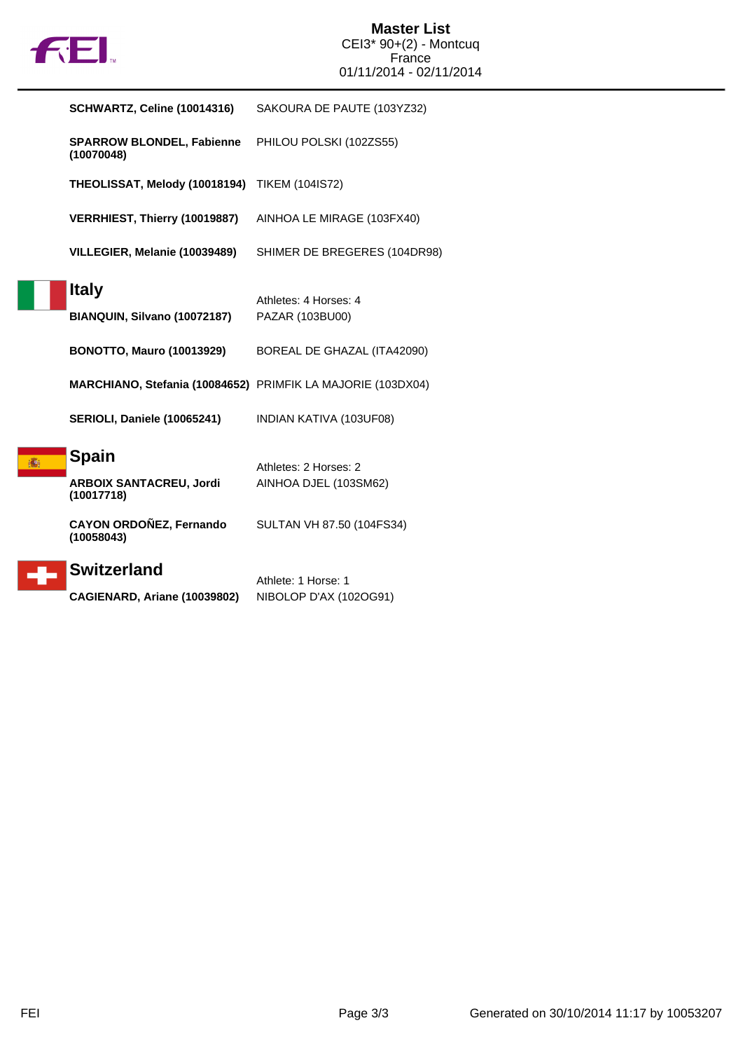# Master List

CEI3* 90+(2) - Montcuq
France
01/11/2014 - 02/11/2014

| | |
|---|---|
| **SCHWARTZ, Celine (10014316)** | SAKOURA DE PAUTE (103YZ32) |
| **SPARROW BLONDEL, Fabienne (10070048)** | PHILOU POLSKI (102ZS55) |
| **THEOLISSAT, Melody (10018194)** | TIKEM (104IS72) |
| **VERRHIEST, Thierry (10019887)** | AINHOA LE MIRAGE (103FX40) |
| **VILLEGIER, Melanie (10039489)** | SHIMER DE BREGERES (104DR98) |

## Italy

Athletes: 4 Horses: 4

| | |
|---|---|
| **BIANQUIN, Silvano (10072187)** | PAZAR (103BU00) |
| **BONOTTO, Mauro (10013929)** | BOREAL DE GHAZAL (ITA42090) |
| **MARCHIANO, Stefania (10084652)** | PRIMFIK LA MAJORIE (103DX04) |
| **SERIOLI, Daniele (10065241)** | INDIAN KATIVA (103UF08) |

## Spain

Athletes: 2 Horses: 2

| | |
|---|---|
| **ARBOIX SANTACREU, Jordi (10017718)** | AINHOA DJEL (103SM62) |
| **CAYON ORDOÑEZ, Fernando (10058043)** | SULTAN VH 87.50 (104FS34) |

## Switzerland

Athlete: 1 Horse: 1

| | |
|---|---|
| **CAGIENARD, Ariane (10039802)** | NIBOLOP D'AX (102OG91) |

Generated on 30/10/2014 11:17 by 10053207